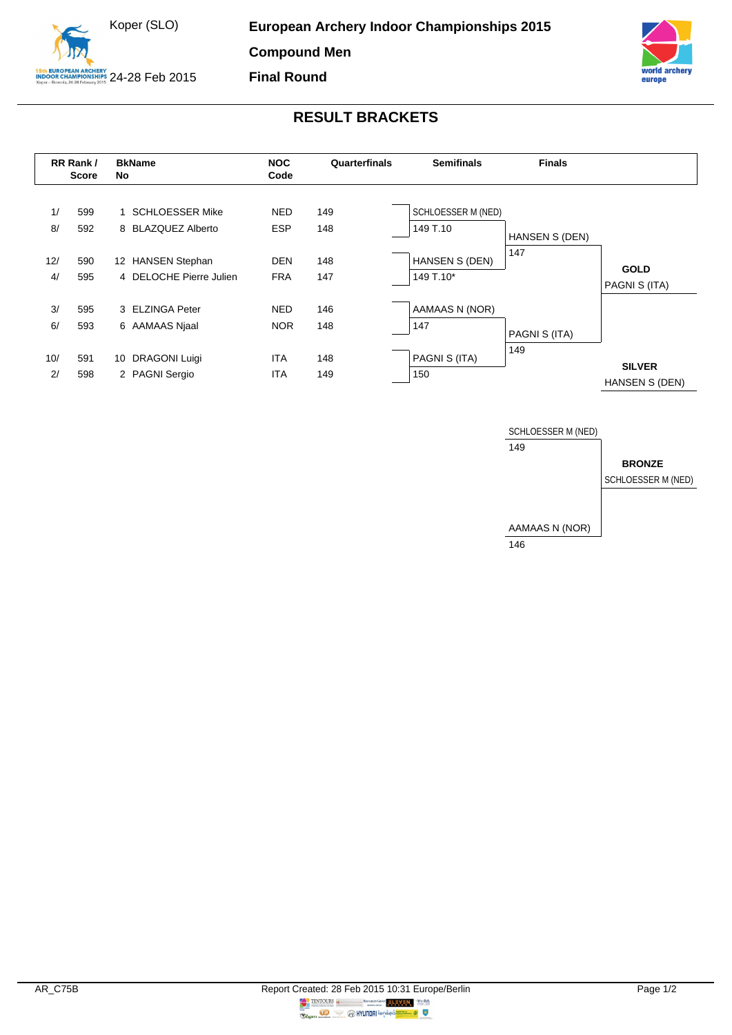Koper (SLO)

24-28 Feb 2015

# European Archery Indoor Championships 2015

## Compound Men

## Final Round

## RESULT BRACKETS

| RR Rank / Score | | BkName No | | NOC Code | Quarterfinals |
|---|---|---|---|---|---|
| 1/ | 599 | 1 | SCHLOESSER Mike | NED | 149 |
| 8/ | 592 | 8 | BLAZQUEZ Alberto | ESP | 148 |
| 12/ | 590 | 12 | HANSEN Stephan | DEN | 148 |
| 4/ | 595 | 4 | DELOCHE Pierre Julien | FRA | 147 |
| 3/ | 595 | 3 | ELZINGA Peter | NED | 146 |
| 6/ | 593 | 6 | AAMAAS Njaal | NOR | 148 |
| 10/ | 591 | 10 | DRAGONI Luigi | ITA | 148 |
| 2/ | 598 | 2 | PAGNI Sergio | ITA | 149 |

**Semifinals**

| Athlete | Score |
|---|---|
| SCHLOESSER M (NED) | 149 T.10 |
| HANSEN S (DEN) | 149 T.10* |
| AAMAAS N (NOR) | 147 |
| PAGNI S (ITA) | 150 |

**Finals**

| Athlete | Score |
|---|---|
| HANSEN S (DEN) | 147 |
| PAGNI S (ITA) | 149 |

**GOLD**
PAGNI S (ITA)

**SILVER**
HANSEN S (DEN)

**Bronze Match**

| Athlete | Score |
|---|---|
| SCHLOESSER M (NED) | 149 |
| AAMAAS N (NOR) | 146 |

**BRONZE**
SCHLOESSER M (NED)

AR_C75B

Report Created: 28 Feb 2015 10:31 Europe/Berlin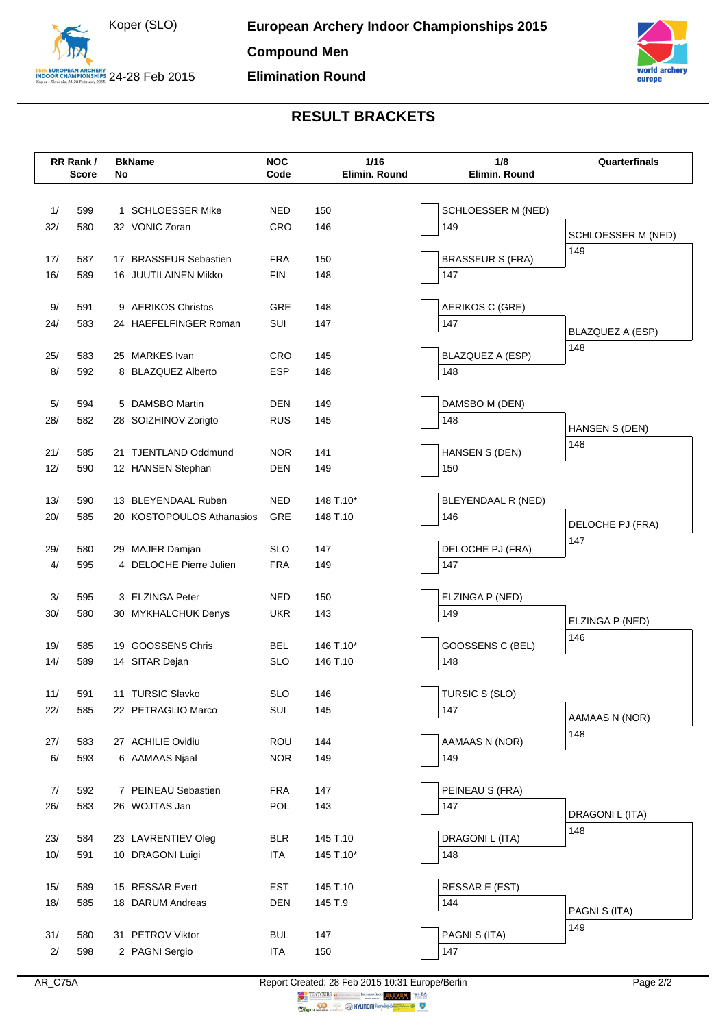# European Archery Indoor Championships 2015

**Compound Men**

**Elimination Round**

Koper (SLO) 24-28 Feb 2015

## RESULT BRACKETS

| RR Rank / Score | BkNo | Name | NOC Code | 1/16 Elimin. Round | 1/8 Elimin. Round | Quarterfinals |
|---|---|---|---|---|---|---|
| 1/ 599 | 1 | SCHLOESSER Mike | NED | 150 | SCHLOESSER M (NED) | |
| 32/ 580 | 32 | VONIC Zoran | CRO | 146 | 149 | SCHLOESSER M (NED) |
| 17/ 587 | 17 | BRASSEUR Sebastien | FRA | 150 | BRASSEUR S (FRA) | 149 |
| 16/ 589 | 16 | JUUTILAINEN Mikko | FIN | 148 | 147 | |
| 9/ 591 | 9 | AERIKOS Christos | GRE | 148 | AERIKOS C (GRE) | |
| 24/ 583 | 24 | HAEFELFINGER Roman | SUI | 147 | 147 | BLAZQUEZ A (ESP) |
| 25/ 583 | 25 | MARKES Ivan | CRO | 145 | BLAZQUEZ A (ESP) | 148 |
| 8/ 592 | 8 | BLAZQUEZ Alberto | ESP | 148 | 148 | |
| 5/ 594 | 5 | DAMSBO Martin | DEN | 149 | DAMSBO M (DEN) | |
| 28/ 582 | 28 | SOIZHINOV Zorigto | RUS | 145 | 148 | HANSEN S (DEN) |
| 21/ 585 | 21 | TJENTLAND Oddmund | NOR | 141 | HANSEN S (DEN) | 148 |
| 12/ 590 | 12 | HANSEN Stephan | DEN | 149 | 150 | |
| 13/ 590 | 13 | BLEYENDAAL Ruben | NED | 148 T.10* | BLEYENDAAL R (NED) | |
| 20/ 585 | 20 | KOSTOPOULOS Athanasios | GRE | 148 T.10 | 146 | DELOCHE PJ (FRA) |
| 29/ 580 | 29 | MAJER Damjan | SLO | 147 | DELOCHE PJ (FRA) | 147 |
| 4/ 595 | 4 | DELOCHE Pierre Julien | FRA | 149 | 147 | |
| 3/ 595 | 3 | ELZINGA Peter | NED | 150 | ELZINGA P (NED) | |
| 30/ 580 | 30 | MYKHALCHUK Denys | UKR | 143 | 149 | ELZINGA P (NED) |
| 19/ 585 | 19 | GOOSSENS Chris | BEL | 146 T.10* | GOOSSENS C (BEL) | 146 |
| 14/ 589 | 14 | SITAR Dejan | SLO | 146 T.10 | 148 | |
| 11/ 591 | 11 | TURSIC Slavko | SLO | 146 | TURSIC S (SLO) | |
| 22/ 585 | 22 | PETRAGLIO Marco | SUI | 145 | 147 | AAMAAS N (NOR) |
| 27/ 583 | 27 | ACHILIE Ovidiu | ROU | 144 | AAMAAS N (NOR) | 148 |
| 6/ 593 | 6 | AAMAAS Njaal | NOR | 149 | 149 | |
| 7/ 592 | 7 | PEINEAU Sebastien | FRA | 147 | PEINEAU S (FRA) | |
| 26/ 583 | 26 | WOJTAS Jan | POL | 143 | 147 | DRAGONI L (ITA) |
| 23/ 584 | 23 | LAVRENTIEV Oleg | BLR | 145 T.10 | DRAGONI L (ITA) | 148 |
| 10/ 591 | 10 | DRAGONI Luigi | ITA | 145 T.10* | 148 | |
| 15/ 589 | 15 | RESSAR Evert | EST | 145 T.10 | RESSAR E (EST) | |
| 18/ 585 | 18 | DARUM Andreas | DEN | 145 T.9 | 144 | PAGNI S (ITA) |
| 31/ 580 | 31 | PETROV Viktor | BUL | 147 | PAGNI S (ITA) | 149 |
| 2/ 598 | 2 | PAGNI Sergio | ITA | 150 | 147 | |

AR_C75A

Report Created: 28 Feb 2015 10:31 Europe/Berlin